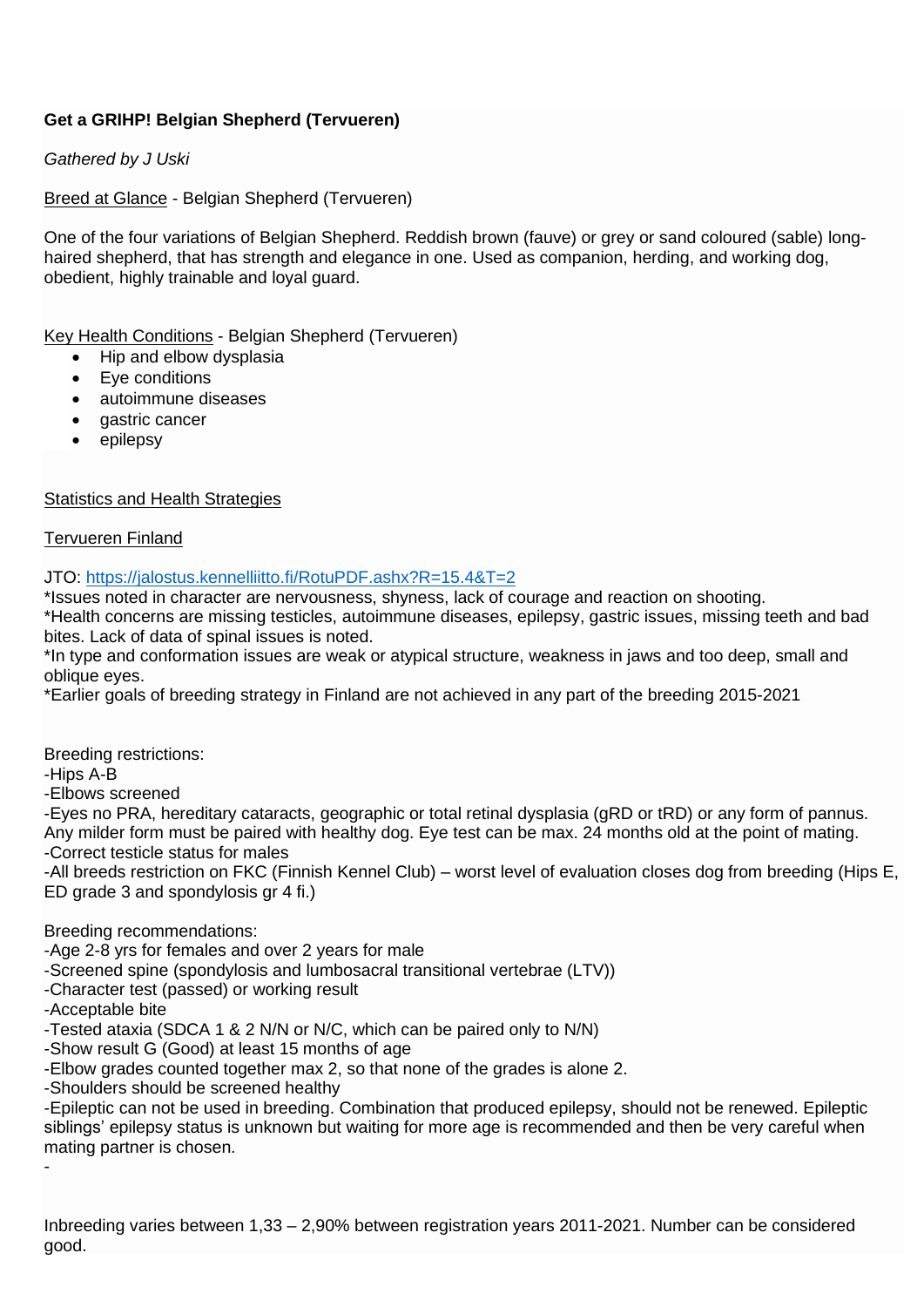**Get a GRIHP! Belgian Shepherd (Tervueren)**

*Gathered by J Uski*

Breed at Glance - Belgian Shepherd (Tervueren)

One of the four variations of Belgian Shepherd. Reddish brown (fauve) or grey or sand coloured (sable) long-haired shepherd, that has strength and elegance in one. Used as companion, herding, and working dog, obedient, highly trainable and loyal guard.

Key Health Conditions - Belgian Shepherd (Tervueren)

- Hip and elbow dysplasia
- Eye conditions
- autoimmune diseases
- gastric cancer
- epilepsy

Statistics and Health Strategies

Tervueren Finland

JTO: [https://jalostus.kennelliitto.fi/RotuPDF.ashx?R=15.4&T=2](https://jalostus.kennelliitto.fi/RotuPDF.ashx?R=15.4&T=2)

*Issues noted in character are nervousness, shyness, lack of courage and reaction on shooting.
*Health concerns are missing testicles, autoimmune diseases, epilepsy, gastric issues, missing teeth and bad bites. Lack of data of spinal issues is noted.
*In type and conformation issues are weak or atypical structure, weakness in jaws and too deep, small and oblique eyes.
*Earlier goals of breeding strategy in Finland are not achieved in any part of the breeding 2015-2021

Breeding restrictions:
-Hips A-B
-Elbows screened
-Eyes no PRA, hereditary cataracts, geographic or total retinal dysplasia (gRD or tRD) or any form of pannus. Any milder form must be paired with healthy dog. Eye test can be max. 24 months old at the point of mating.
-Correct testicle status for males
-All breeds restriction on FKC (Finnish Kennel Club) – worst level of evaluation closes dog from breeding (Hips E, ED grade 3 and spondylosis gr 4 fi.)

Breeding recommendations:
-Age 2-8 yrs for females and over 2 years for male
-Screened spine (spondylosis and lumbosacral transitional vertebrae (LTV))
-Character test (passed) or working result
-Acceptable bite
-Tested ataxia (SDCA 1 & 2 N/N or N/C, which can be paired only to N/N)
-Show result G (Good) at least 15 months of age
-Elbow grades counted together max 2, so that none of the grades is alone 2.
-Shoulders should be screened healthy
-Epileptic can not be used in breeding. Combination that produced epilepsy, should not be renewed. Epileptic siblings' epilepsy status is unknown but waiting for more age is recommended and then be very careful when mating partner is chosen.
-

Inbreeding varies between 1,33 – 2,90% between registration years 2011-2021. Number can be considered good.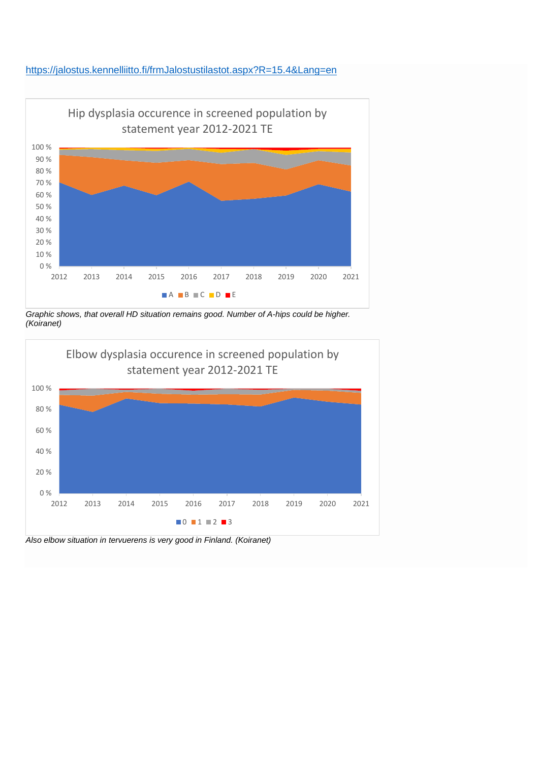https://jalostus.kennelliitto.fi/frmJalostustilastot.aspx?R=15.4&Lang=en

Hip dysplasia occurence in screened population by statement year 2012-2021 TE

*Graphic shows, that overall HD situation remains good. Number of A-hips could be higher. (Koiranet)*

Elbow dysplasia occurence in screened population by statement year 2012-2021 TE

*Also elbow situation in tervuerens is very good in Finland. (Koiranet)*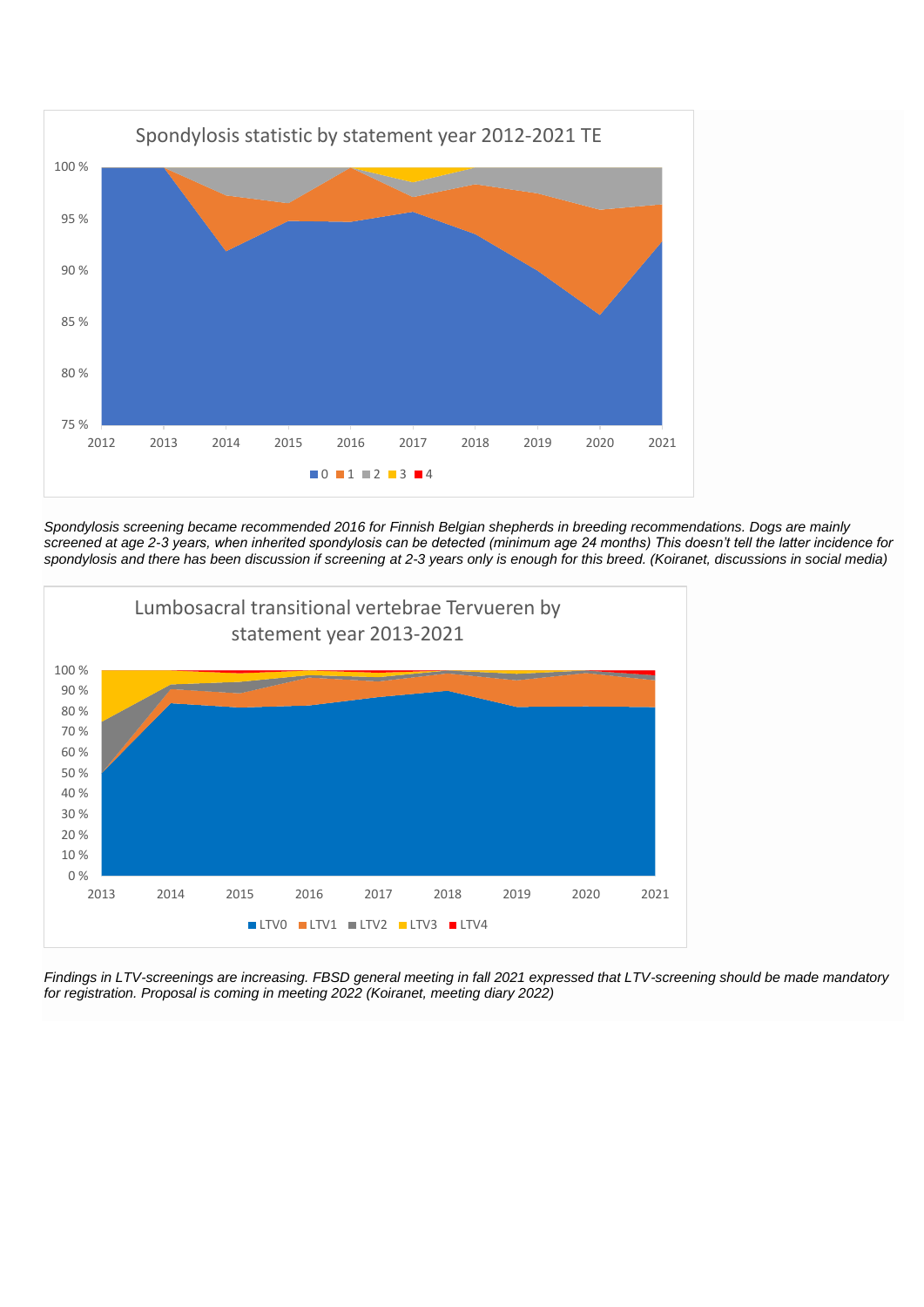*Spondylosis screening became recommended 2016 for Finnish Belgian shepherds in breeding recommendations. Dogs are mainly screened at age 2-3 years, when inherited spondylosis can be detected (minimum age 24 months) This doesn't tell the latter incidence for spondylosis and there has been discussion if screening at 2-3 years only is enough for this breed. (Koiranet, discussions in social media)*

*Findings in LTV-screenings are increasing. FBSD general meeting in fall 2021 expressed that LTV-screening should be made mandatory for registration. Proposal is coming in meeting 2022 (Koiranet, meeting diary 2022)*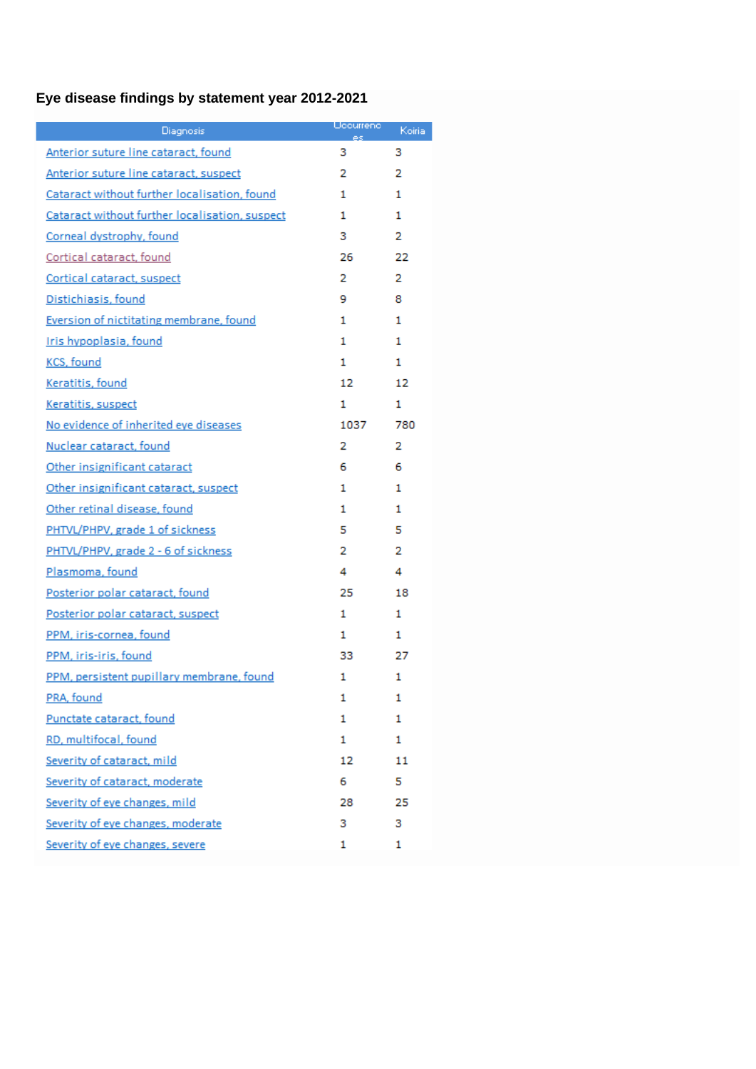# Eye disease findings by statement year 2012-2021

| Diagnosis | Occurrences | Koiria |
|---|---|---|
| Anterior suture line cataract, found | 3 | 3 |
| Anterior suture line cataract, suspect | 2 | 2 |
| Cataract without further localisation, found | 1 | 1 |
| Cataract without further localisation, suspect | 1 | 1 |
| Corneal dystrophy, found | 3 | 2 |
| Cortical cataract, found | 26 | 22 |
| Cortical cataract, suspect | 2 | 2 |
| Distichiasis, found | 9 | 8 |
| Eversion of nictitating membrane, found | 1 | 1 |
| Iris hypoplasia, found | 1 | 1 |
| KCS, found | 1 | 1 |
| Keratitis, found | 12 | 12 |
| Keratitis, suspect | 1 | 1 |
| No evidence of inherited eye diseases | 1037 | 780 |
| Nuclear cataract, found | 2 | 2 |
| Other insignificant cataract | 6 | 6 |
| Other insignificant cataract, suspect | 1 | 1 |
| Other retinal disease, found | 1 | 1 |
| PHTVL/PHPV, grade 1 of sickness | 5 | 5 |
| PHTVL/PHPV, grade 2 - 6 of sickness | 2 | 2 |
| Plasmoma, found | 4 | 4 |
| Posterior polar cataract, found | 25 | 18 |
| Posterior polar cataract, suspect | 1 | 1 |
| PPM, iris-cornea, found | 1 | 1 |
| PPM, iris-iris, found | 33 | 27 |
| PPM, persistent pupillary membrane, found | 1 | 1 |
| PRA, found | 1 | 1 |
| Punctate cataract, found | 1 | 1 |
| RD, multifocal, found | 1 | 1 |
| Severity of cataract, mild | 12 | 11 |
| Severity of cataract, moderate | 6 | 5 |
| Severity of eye changes, mild | 28 | 25 |
| Severity of eye changes, moderate | 3 | 3 |
| Severity of eye changes, severe | 1 | 1 |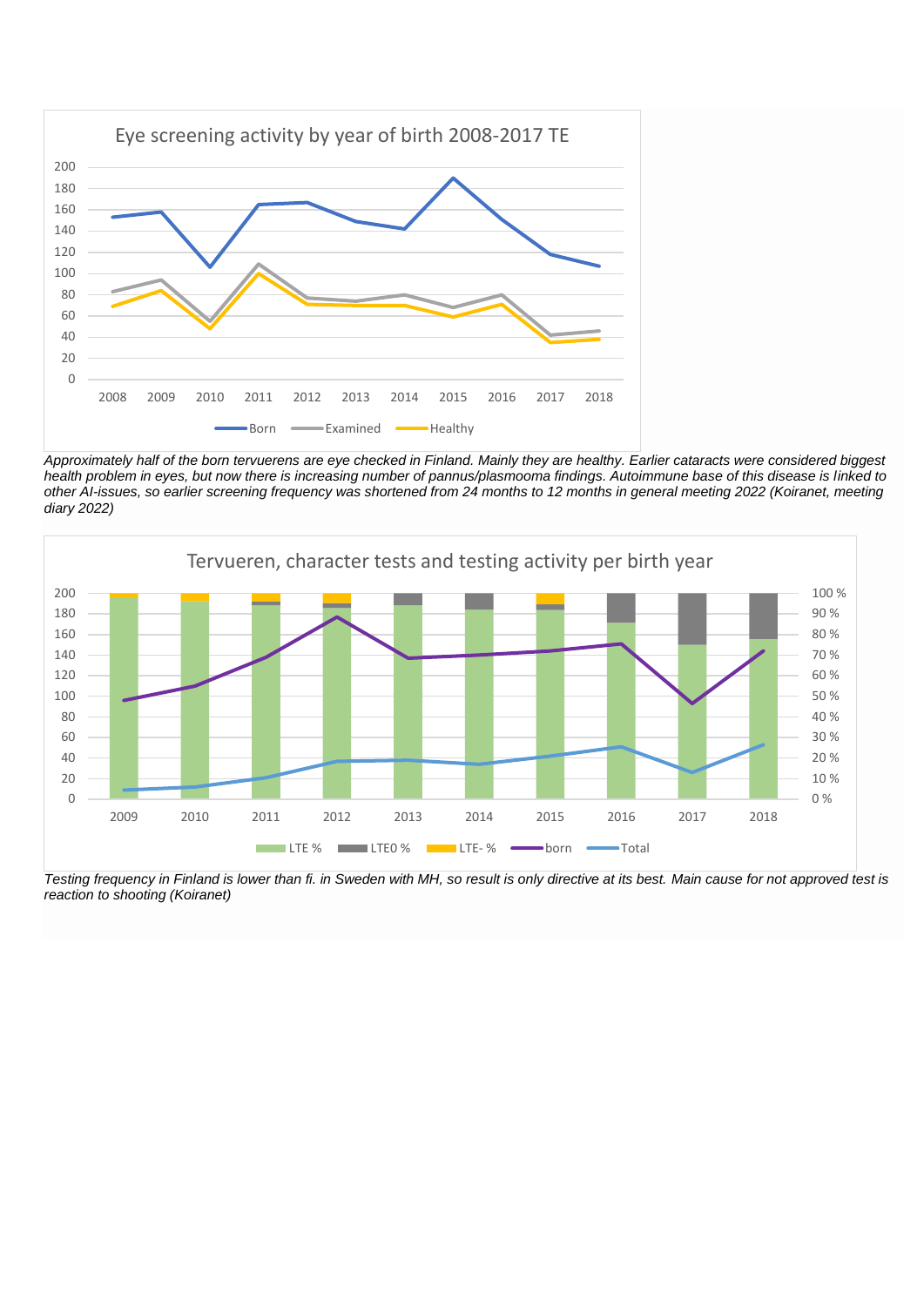Eye screening activity by year of birth 2008-2017 TE

*Approximately half of the born tervuerens are eye checked in Finland. Mainly they are healthy. Earlier cataracts were considered biggest health problem in eyes, but now there is increasing number of pannus/plasmooma findings. Autoimmune base of this disease is linked to other AI-issues, so earlier screening frequency was shortened from 24 months to 12 months in general meeting 2022 (Koiranet, meeting diary 2022)*

Tervueren, character tests and testing activity per birth year

*Testing frequency in Finland is lower than fi. in Sweden with MH, so result is only directive at its best. Main cause for not approved test is reaction to shooting (Koiranet)*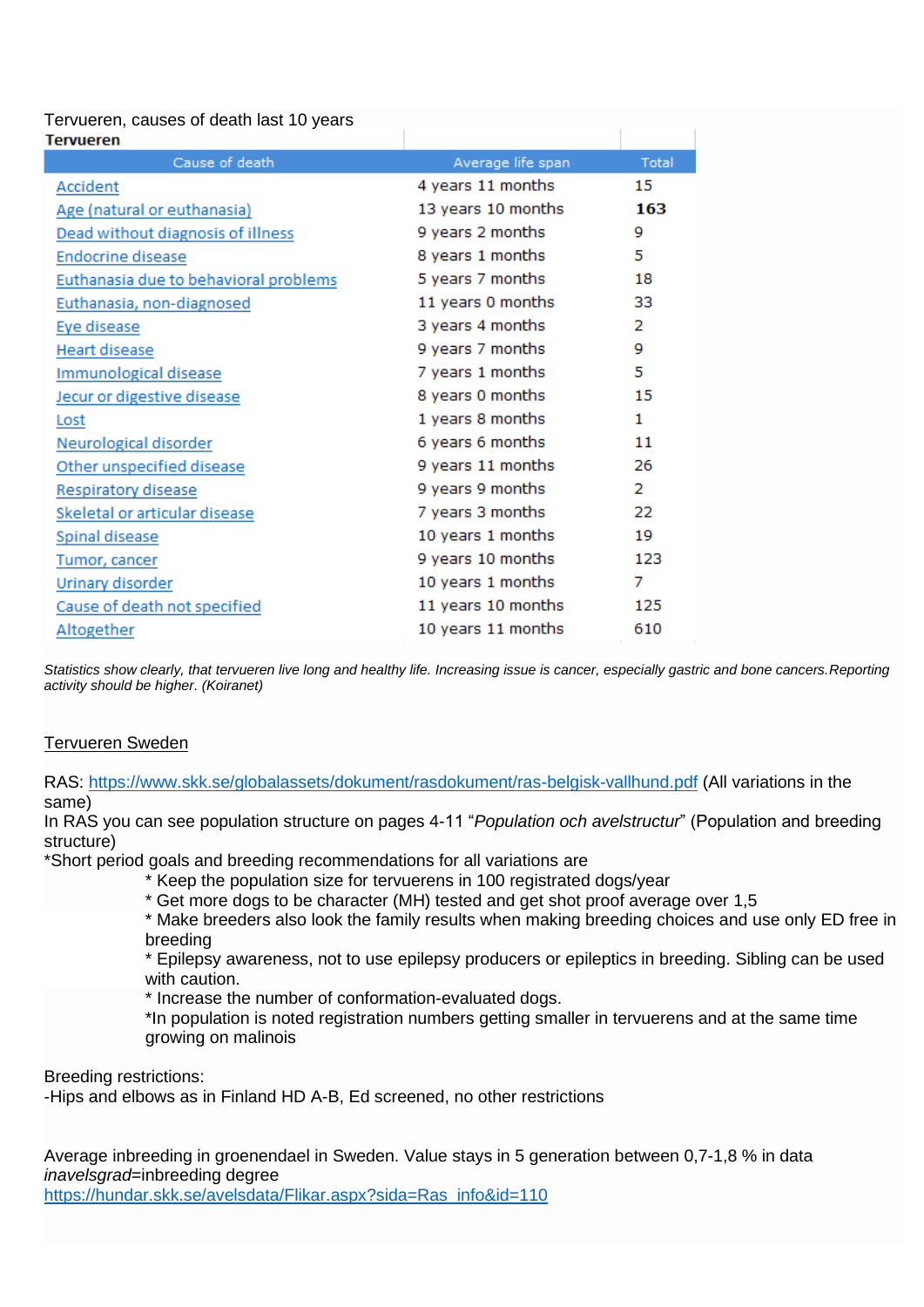Tervueren, causes of death last 10 years

**Tervueren**

| Cause of death | Average life span | Total |
|---|---|---|
| Accident | 4 years 11 months | 15 |
| Age (natural or euthanasia) | 13 years 10 months | **163** |
| Dead without diagnosis of illness | 9 years 2 months | 9 |
| Endocrine disease | 8 years 1 months | 5 |
| Euthanasia due to behavioral problems | 5 years 7 months | 18 |
| Euthanasia, non-diagnosed | 11 years 0 months | 33 |
| Eye disease | 3 years 4 months | 2 |
| Heart disease | 9 years 7 months | 9 |
| Immunological disease | 7 years 1 months | 5 |
| Jecur or digestive disease | 8 years 0 months | 15 |
| Lost | 1 years 8 months | 1 |
| Neurological disorder | 6 years 6 months | 11 |
| Other unspecified disease | 9 years 11 months | 26 |
| Respiratory disease | 9 years 9 months | 2 |
| Skeletal or articular disease | 7 years 3 months | 22 |
| Spinal disease | 10 years 1 months | 19 |
| Tumor, cancer | 9 years 10 months | 123 |
| Urinary disorder | 10 years 1 months | 7 |
| Cause of death not specified | 11 years 10 months | 125 |
| Altogether | 10 years 11 months | 610 |

*Statistics show clearly, that tervueren live long and healthy life. Increasing issue is cancer, especially gastric and bone cancers.Reporting activity should be higher. (Koiranet)*

## Tervueren Sweden

RAS: https://www.skk.se/globalassets/dokument/rasdokument/ras-belgisk-vallhund.pdf (All variations in the same)

In RAS you can see population structure on pages 4-11 "*Population och avelstructur*" (Population and breeding structure)

*Short period goals and breeding recommendations for all variations are

- Keep the population size for tervuerens in 100 registrated dogs/year
- Get more dogs to be character (MH) tested and get shot proof average over 1,5
- Make breeders also look the family results when making breeding choices and use only ED free in breeding
- Epilepsy awareness, not to use epilepsy producers or epileptics in breeding. Sibling can be used with caution.
- Increase the number of conformation-evaluated dogs.
- In population is noted registration numbers getting smaller in tervuerens and at the same time growing on malinois

Breeding restrictions:

-Hips and elbows as in Finland HD A-B, Ed screened, no other restrictions

Average inbreeding in groenendael in Sweden. Value stays in 5 generation between 0,7-1,8 % in data *inavelsgrad*=inbreeding degree

https://hundar.skk.se/avelsdata/Flikar.aspx?sida=Ras_info&id=110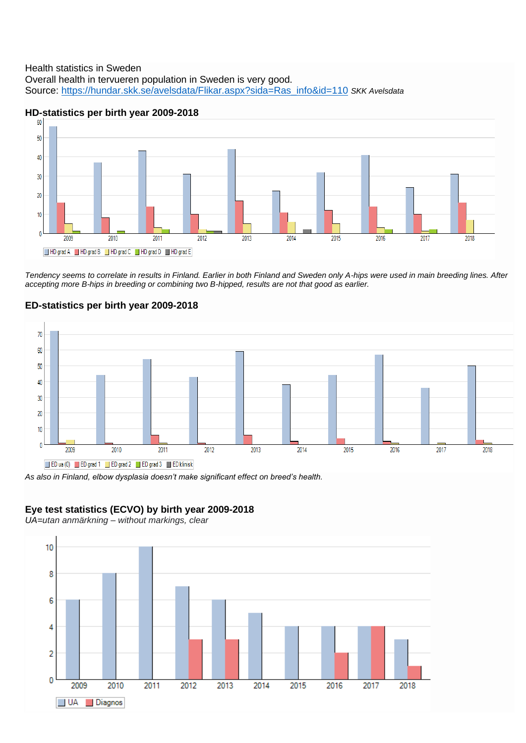Health statistics in Sweden
Overall health in tervueren population in Sweden is very good.
Source: https://hundar.skk.se/avelsdata/Flikar.aspx?sida=Ras_info&id=110 *SKK Avelsdata*

### HD-statistics per birth year 2009-2018

*Tendency seems to correlate in results in Finland. Earlier in both Finland and Sweden only A-hips were used in main breeding lines. After accepting more B-hips in breeding or combining two B-hipped, results are not that good as earlier.*

### ED-statistics per birth year 2009-2018

*As also in Finland, elbow dysplasia doesn't make significant effect on breed's health.*

### Eye test statistics (ECVO) by birth year 2009-2018

*UA=utan anmärkning – without markings, clear*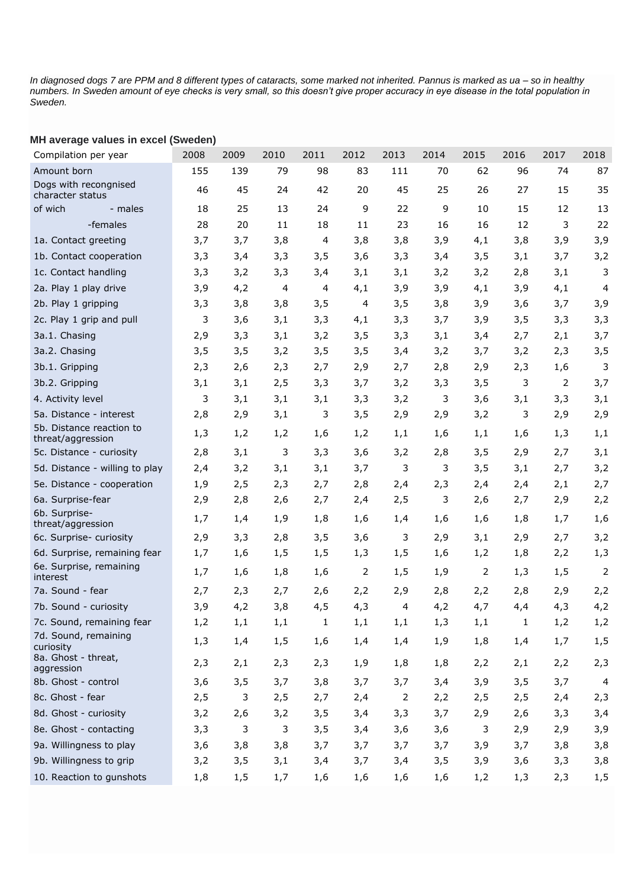*In diagnosed dogs 7 are PPM and 8 different types of cataracts, some marked not inherited. Pannus is marked as ua – so in healthy numbers. In Sweden amount of eye checks is very small, so this doesn't give proper accuracy in eye disease in the total population in Sweden.*

**MH average values in excel (Sweden)**

| Compilation per year | 2008 | 2009 | 2010 | 2011 | 2012 | 2013 | 2014 | 2015 | 2016 | 2017 | 2018 |
|---|---|---|---|---|---|---|---|---|---|---|---|
| Amount born | 155 | 139 | 79 | 98 | 83 | 111 | 70 | 62 | 96 | 74 | 87 |
| Dogs with recongnised character status | 46 | 45 | 24 | 42 | 20 | 45 | 25 | 26 | 27 | 15 | 35 |
| of wich - males | 18 | 25 | 13 | 24 | 9 | 22 | 9 | 10 | 15 | 12 | 13 |
| -females | 28 | 20 | 11 | 18 | 11 | 23 | 16 | 16 | 12 | 3 | 22 |
| 1a. Contact greeting | 3,7 | 3,7 | 3,8 | 4 | 3,8 | 3,8 | 3,9 | 4,1 | 3,8 | 3,9 | 3,9 |
| 1b. Contact cooperation | 3,3 | 3,4 | 3,3 | 3,5 | 3,6 | 3,3 | 3,4 | 3,5 | 3,1 | 3,7 | 3,2 |
| 1c. Contact handling | 3,3 | 3,2 | 3,3 | 3,4 | 3,1 | 3,1 | 3,2 | 3,2 | 2,8 | 3,1 | 3 |
| 2a. Play 1 play drive | 3,9 | 4,2 | 4 | 4 | 4,1 | 3,9 | 3,9 | 4,1 | 3,9 | 4,1 | 4 |
| 2b. Play 1 gripping | 3,3 | 3,8 | 3,8 | 3,5 | 4 | 3,5 | 3,8 | 3,9 | 3,6 | 3,7 | 3,9 |
| 2c. Play 1 grip and pull | 3 | 3,6 | 3,1 | 3,3 | 4,1 | 3,3 | 3,7 | 3,9 | 3,5 | 3,3 | 3,3 |
| 3a.1. Chasing | 2,9 | 3,3 | 3,1 | 3,2 | 3,5 | 3,3 | 3,1 | 3,4 | 2,7 | 2,1 | 3,7 |
| 3a.2. Chasing | 3,5 | 3,5 | 3,2 | 3,5 | 3,5 | 3,4 | 3,2 | 3,7 | 3,2 | 2,3 | 3,5 |
| 3b.1. Gripping | 2,3 | 2,6 | 2,3 | 2,7 | 2,9 | 2,7 | 2,8 | 2,9 | 2,3 | 1,6 | 3 |
| 3b.2. Gripping | 3,1 | 3,1 | 2,5 | 3,3 | 3,7 | 3,2 | 3,3 | 3,5 | 3 | 2 | 3,7 |
| 4. Activity level | 3 | 3,1 | 3,1 | 3,1 | 3,3 | 3,2 | 3 | 3,6 | 3,1 | 3,3 | 3,1 |
| 5a. Distance - interest | 2,8 | 2,9 | 3,1 | 3 | 3,5 | 2,9 | 2,9 | 3,2 | 3 | 2,9 | 2,9 |
| 5b. Distance reaction to threat/aggression | 1,3 | 1,2 | 1,2 | 1,6 | 1,2 | 1,1 | 1,6 | 1,1 | 1,6 | 1,3 | 1,1 |
| 5c. Distance - curiosity | 2,8 | 3,1 | 3 | 3,3 | 3,6 | 3,2 | 2,8 | 3,5 | 2,9 | 2,7 | 3,1 |
| 5d. Distance - willing to play | 2,4 | 3,2 | 3,1 | 3,1 | 3,7 | 3 | 3 | 3,5 | 3,1 | 2,7 | 3,2 |
| 5e. Distance - cooperation | 1,9 | 2,5 | 2,3 | 2,7 | 2,8 | 2,4 | 2,3 | 2,4 | 2,4 | 2,1 | 2,7 |
| 6a. Surprise-fear | 2,9 | 2,8 | 2,6 | 2,7 | 2,4 | 2,5 | 3 | 2,6 | 2,7 | 2,9 | 2,2 |
| 6b. Surprise-threat/aggression | 1,7 | 1,4 | 1,9 | 1,8 | 1,6 | 1,4 | 1,6 | 1,6 | 1,8 | 1,7 | 1,6 |
| 6c. Surprise- curiosity | 2,9 | 3,3 | 2,8 | 3,5 | 3,6 | 3 | 2,9 | 3,1 | 2,9 | 2,7 | 3,2 |
| 6d. Surprise, remaining fear | 1,7 | 1,6 | 1,5 | 1,5 | 1,3 | 1,5 | 1,6 | 1,2 | 1,8 | 2,2 | 1,3 |
| 6e. Surprise, remaining interest | 1,7 | 1,6 | 1,8 | 1,6 | 2 | 1,5 | 1,9 | 2 | 1,3 | 1,5 | 2 |
| 7a. Sound - fear | 2,7 | 2,3 | 2,7 | 2,6 | 2,2 | 2,9 | 2,8 | 2,2 | 2,8 | 2,9 | 2,2 |
| 7b. Sound - curiosity | 3,9 | 4,2 | 3,8 | 4,5 | 4,3 | 4 | 4,2 | 4,7 | 4,4 | 4,3 | 4,2 |
| 7c. Sound, remaining fear | 1,2 | 1,1 | 1,1 | 1 | 1,1 | 1,1 | 1,3 | 1,1 | 1 | 1,2 | 1,2 |
| 7d. Sound, remaining curiosity | 1,3 | 1,4 | 1,5 | 1,6 | 1,4 | 1,4 | 1,9 | 1,8 | 1,4 | 1,7 | 1,5 |
| 8a. Ghost - threat, aggression | 2,3 | 2,1 | 2,3 | 2,3 | 1,9 | 1,8 | 1,8 | 2,2 | 2,1 | 2,2 | 2,3 |
| 8b. Ghost - control | 3,6 | 3,5 | 3,7 | 3,8 | 3,7 | 3,7 | 3,4 | 3,9 | 3,5 | 3,7 | 4 |
| 8c. Ghost - fear | 2,5 | 3 | 2,5 | 2,7 | 2,4 | 2 | 2,2 | 2,5 | 2,5 | 2,4 | 2,3 |
| 8d. Ghost - curiosity | 3,2 | 2,6 | 3,2 | 3,5 | 3,4 | 3,3 | 3,7 | 2,9 | 2,6 | 3,3 | 3,4 |
| 8e. Ghost - contacting | 3,3 | 3 | 3 | 3,5 | 3,4 | 3,6 | 3,6 | 3 | 2,9 | 2,9 | 3,9 |
| 9a. Willingness to play | 3,6 | 3,8 | 3,8 | 3,7 | 3,7 | 3,7 | 3,7 | 3,9 | 3,7 | 3,8 | 3,8 |
| 9b. Willingness to grip | 3,2 | 3,5 | 3,1 | 3,4 | 3,7 | 3,4 | 3,5 | 3,9 | 3,6 | 3,3 | 3,8 |
| 10. Reaction to gunshots | 1,8 | 1,5 | 1,7 | 1,6 | 1,6 | 1,6 | 1,6 | 1,2 | 1,3 | 2,3 | 1,5 |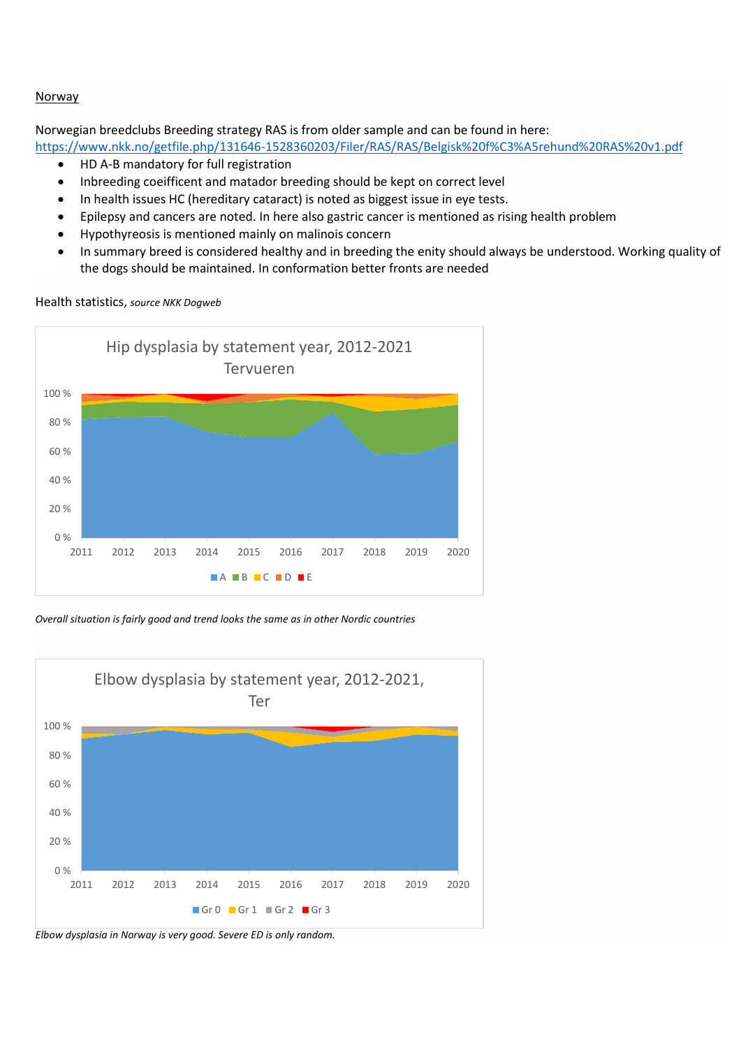Norway

Norwegian breedclubs Breeding strategy RAS is from older sample and can be found in here: https://www.nkk.no/getfile.php/131646-1528360203/Filer/RAS/RAS/Belgisk%20f%C3%A5rehund%20RAS%20v1.pdf

- HD A-B mandatory for full registration
- Inbreeding coeifficent and matador breeding should be kept on correct level
- In health issues HC (hereditary cataract) is noted as biggest issue in eye tests.
- Epilepsy and cancers are noted. In here also gastric cancer is mentioned as rising health problem
- Hypothyreosis is mentioned mainly on malinois concern
- In summary breed is considered healthy and in breeding the enity should always be understood. Working quality of the dogs should be maintained. In conformation better fronts are needed

Health statistics, *source NKK Dogweb*

Hip dysplasia by statement year, 2012-2021 Tervueren

*Overall situation is fairly good and trend looks the same as in other Nordic countries*

Elbow dysplasia by statement year, 2012-2021, Ter

*Elbow dysplasia in Norway is very good. Severe ED is only random.*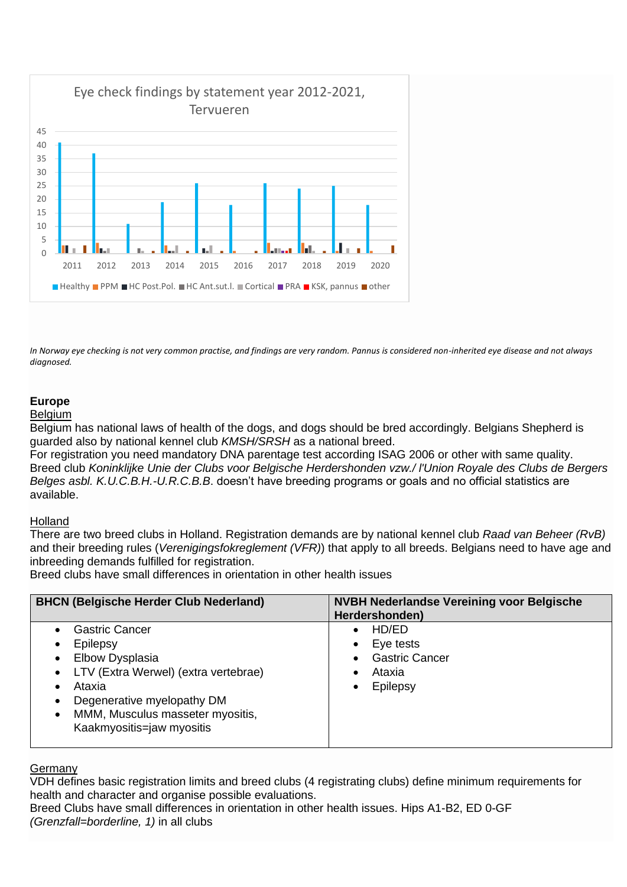Eye check findings by statement year 2012-2021, Tervueren

Healthy, PPM, HC Post.Pol., HC Ant.sut.l., Cortical, PRA, KSK, pannus, other

*In Norway eye checking is not very common practise, and findings are very random. Pannus is considered non-inherited eye disease and not always diagnosed.*

## Europe

### Belgium

Belgium has national laws of health of the dogs, and dogs should be bred accordingly. Belgians Shepherd is guarded also by national kennel club *KMSH/SRSH* as a national breed.
For registration you need mandatory DNA parentage test according ISAG 2006 or other with same quality.
Breed club *Koninklijke Unie der Clubs voor Belgische Herdershonden vzw./ l'Union Royale des Clubs de Bergers Belges asbl. K.U.C.B.H.-U.R.C.B.B*. doesn't have breeding programs or goals and no official statistics are available.

### Holland

There are two breed clubs in Holland. Registration demands are by national kennel club *Raad van Beheer (RvB)* and their breeding rules (*Verenigingsfokreglement (VFR)*) that apply to all breeds. Belgians need to have age and inbreeding demands fulfilled for registration.
Breed clubs have small differences in orientation in other health issues

| BHCN (Belgische Herder Club Nederland) | NVBH Nederlandse Vereining voor Belgische Herdershonden) |
|---|---|
| • Gastric Cancer<br>• Epilepsy<br>• Elbow Dysplasia<br>• LTV (Extra Werwel) (extra vertebrae)<br>• Ataxia<br>• Degenerative myelopathy DM<br>• MMM, Musculus masseter myositis, Kaakmyositis=jaw myositis | • HD/ED<br>• Eye tests<br>• Gastric Cancer<br>• Ataxia<br>• Epilepsy |

### Germany

VDH defines basic registration limits and breed clubs (4 registrating clubs) define minimum requirements for health and character and organise possible evaluations.
Breed Clubs have small differences in orientation in other health issues. Hips A1-B2, ED 0-GF *(Grenzfall=borderline, 1)* in all clubs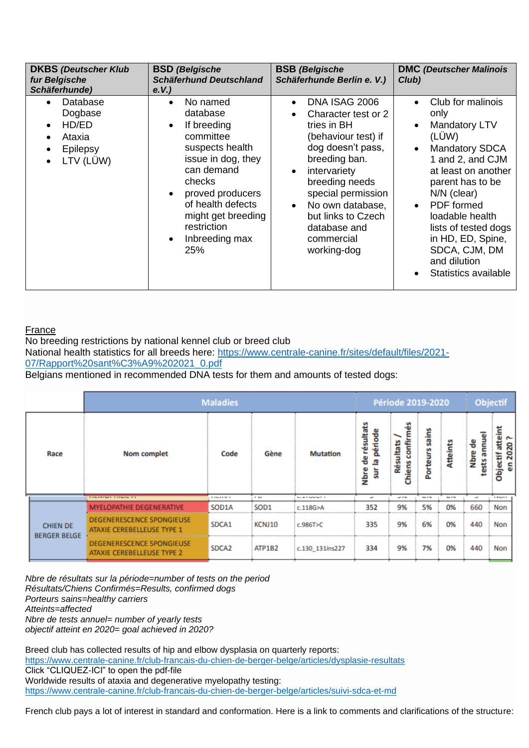| **DKBS** ***(Deutscher Klub fur Belgische Schäferhunde)*** | **BSD** ***(Belgische Schäferhund Deutschland e.V.)*** | **BSB** ***(Belgische Schäferhunde Berlin e. V.)*** | **DMC** ***(Deutscher Malinois Club)*** |
|---|---|---|---|
| • Database Dogbase<br>• HD/ED<br>• Ataxia<br>• Epilepsy<br>• LTV (LÜW) | • No named database<br>• If breeding committee suspects health issue in dog, they can demand checks<br>• proved producers of health defects might get breeding restriction<br>• Inbreeding max 25% | • DNA ISAG 2006<br>• Character test or 2 tries in BH (behaviour test) if dog doesn't pass, breeding ban.<br>• intervariety breeding needs special permission<br>• No own database, but links to Czech database and commercial working-dog | • Club for malinois only<br>• Mandatory LTV (LÜW)<br>• Mandatory SDCA 1 and 2, and CJM at least on another parent has to be N/N (clear)<br>• PDF formed loadable health lists of tested dogs in HD, ED, Spine, SDCA, CJM, DM and dilution<br>• Statistics available |

France

No breeding restrictions by national kennel club or breed club

National health statistics for all breeds here: https://www.centrale-canine.fr/sites/default/files/2021-07/Rapport%20sant%C3%A9%202021_0.pdf

Belgians mentioned in recommended DNA tests for them and amounts of tested dogs:

| | Maladies | | | | Période 2019-2020 | | | | Objectif | |
|---|---|---|---|---|---|---|---|---|---|---|
| Race | Nom complet | Code | Gène | Mutation | Nbre de résultats sur la période | Résultats / Chiens confirmés | Porteurs sains | Atteints | Nbre de tests annuel | Objectif atteint en 2020 ? |
| CHIEN DE BERGER BELGE | MYELOPATHIE DEGENERATIVE | SOD1A | SOD1 | c.118G>A | 352 | 9% | 5% | 0% | 660 | Non |
| | DEGENERESCENCE SPONGIEUSE ATAXIE CEREBELLEUSE TYPE 1 | SDCA1 | KCNJ10 | c.986T>C | 335 | 9% | 6% | 0% | 440 | Non |
| | DEGENERESCENCE SPONGIEUSE ATAXIE CEREBELLEUSE TYPE 2 | SDCA2 | ATP1B2 | c.130_131ins227 | 334 | 9% | 7% | 0% | 440 | Non |

*Nbre de résultats sur la période=number of tests on the period*
*Résultats/Chiens Confirmés=Results, confirmed dogs*
*Porteurs sains=healthy carriers*
*Atteints=affected*
*Nbre de tests annuel= number of yearly tests*
*objectif atteint en 2020= goal achieved in 2020?*

Breed club has collected results of hip and elbow dysplasia on quarterly reports:
https://www.centrale-canine.fr/club-francais-du-chien-de-berger-belge/articles/dysplasie-resultats
Click "CLIQUEZ-ICI" to open the pdf-file
Worldwide results of ataxia and degenerative myelopathy testing:
https://www.centrale-canine.fr/club-francais-du-chien-de-berger-belge/articles/suivi-sdca-et-md

French club pays a lot of interest in standard and conformation. Here is a link to comments and clarifications of the structure: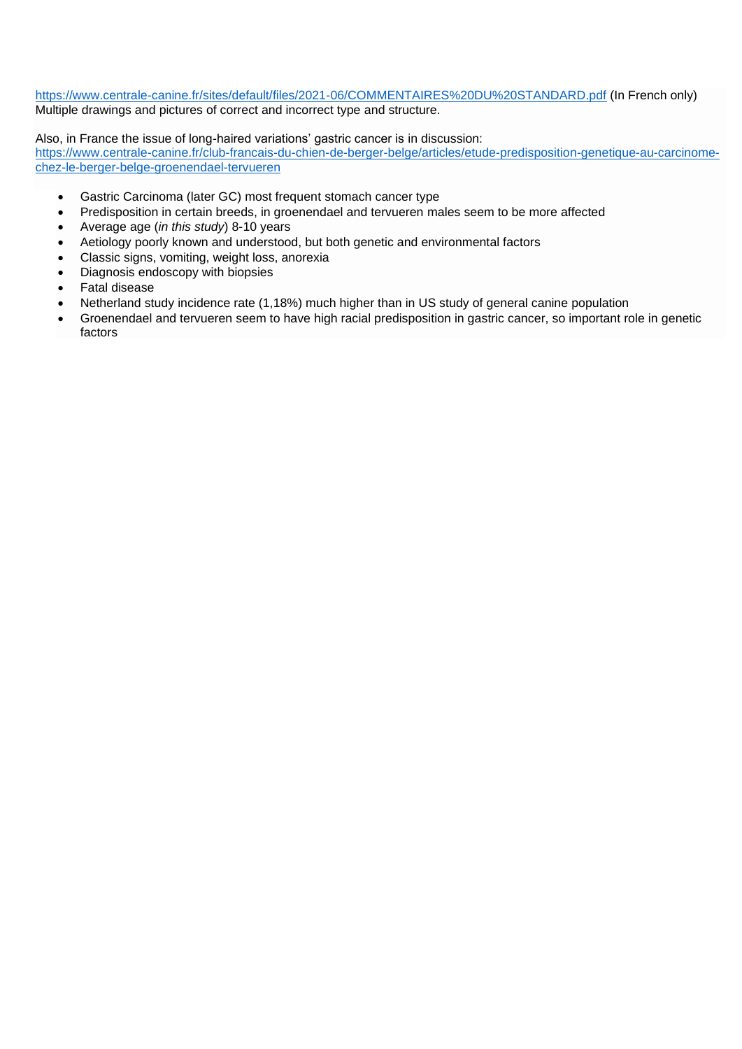https://www.centrale-canine.fr/sites/default/files/2021-06/COMMENTAIRES%20DU%20STANDARD.pdf (In French only)
Multiple drawings and pictures of correct and incorrect type and structure.

Also, in France the issue of long-haired variations' gastric cancer is in discussion:
https://www.centrale-canine.fr/club-francais-du-chien-de-berger-belge/articles/etude-predisposition-genetique-au-carcinome-chez-le-berger-belge-groenendael-tervueren

- Gastric Carcinoma (later GC) most frequent stomach cancer type
- Predisposition in certain breeds, in groenendael and tervueren males seem to be more affected
- Average age (*in this study*) 8-10 years
- Aetiology poorly known and understood, but both genetic and environmental factors
- Classic signs, vomiting, weight loss, anorexia
- Diagnosis endoscopy with biopsies
- Fatal disease
- Netherland study incidence rate (1,18%) much higher than in US study of general canine population
- Groenendael and tervueren seem to have high racial predisposition in gastric cancer, so important role in genetic factors